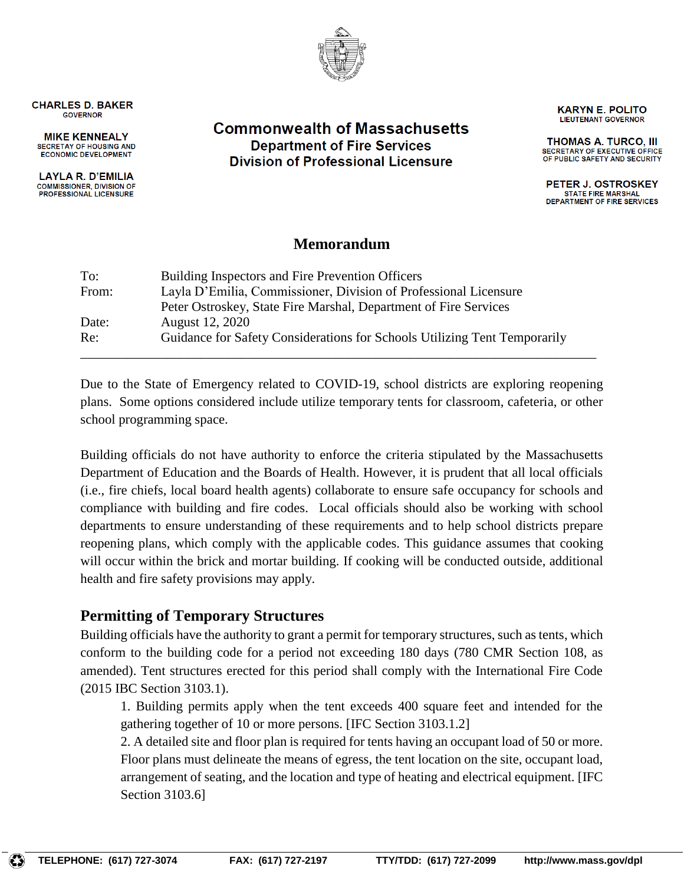CHARLES D. BAKER
GOVERNOR

MIKE KENNEALY
SECRETAY OF HOUSING AND ECONOMIC DEVELOPMENT

LAYLA R. D'EMILIA
COMMISSIONER, DIVISION OF PROFESSIONAL LICENSURE

**Commonwealth of Massachusetts**
**Department of Fire Services**
**Division of Professional Licensure**

KARYN E. POLITO
LIEUTENANT GOVERNOR

THOMAS A. TURCO, III
SECRETARY OF EXECUTIVE OFFICE OF PUBLIC SAFETY AND SECURITY

PETER J. OSTROSKEY
STATE FIRE MARSHAL
DEPARTMENT OF FIRE SERVICES

# Memorandum

| | |
|---|---|
| To: | Building Inspectors and Fire Prevention Officers |
| From: | Layla D'Emilia, Commissioner, Division of Professional Licensure<br>Peter Ostroskey, State Fire Marshal, Department of Fire Services |
| Date: | August 12, 2020 |
| Re: | Guidance for Safety Considerations for Schools Utilizing Tent Temporarily |

---

Due to the State of Emergency related to COVID-19, school districts are exploring reopening plans. Some options considered include utilize temporary tents for classroom, cafeteria, or other school programming space.

Building officials do not have authority to enforce the criteria stipulated by the Massachusetts Department of Education and the Boards of Health. However, it is prudent that all local officials (i.e., fire chiefs, local board health agents) collaborate to ensure safe occupancy for schools and compliance with building and fire codes. Local officials should also be working with school departments to ensure understanding of these requirements and to help school districts prepare reopening plans, which comply with the applicable codes. This guidance assumes that cooking will occur within the brick and mortar building. If cooking will be conducted outside, additional health and fire safety provisions may apply.

## Permitting of Temporary Structures

Building officials have the authority to grant a permit for temporary structures, such as tents, which conform to the building code for a period not exceeding 180 days (780 CMR Section 108, as amended). Tent structures erected for this period shall comply with the International Fire Code (2015 IBC Section 3103.1).

1. Building permits apply when the tent exceeds 400 square feet and intended for the gathering together of 10 or more persons. [IFC Section 3103.1.2]
2. A detailed site and floor plan is required for tents having an occupant load of 50 or more. Floor plans must delineate the means of egress, the tent location on the site, occupant load, arrangement of seating, and the location and type of heating and electrical equipment. [IFC Section 3103.6]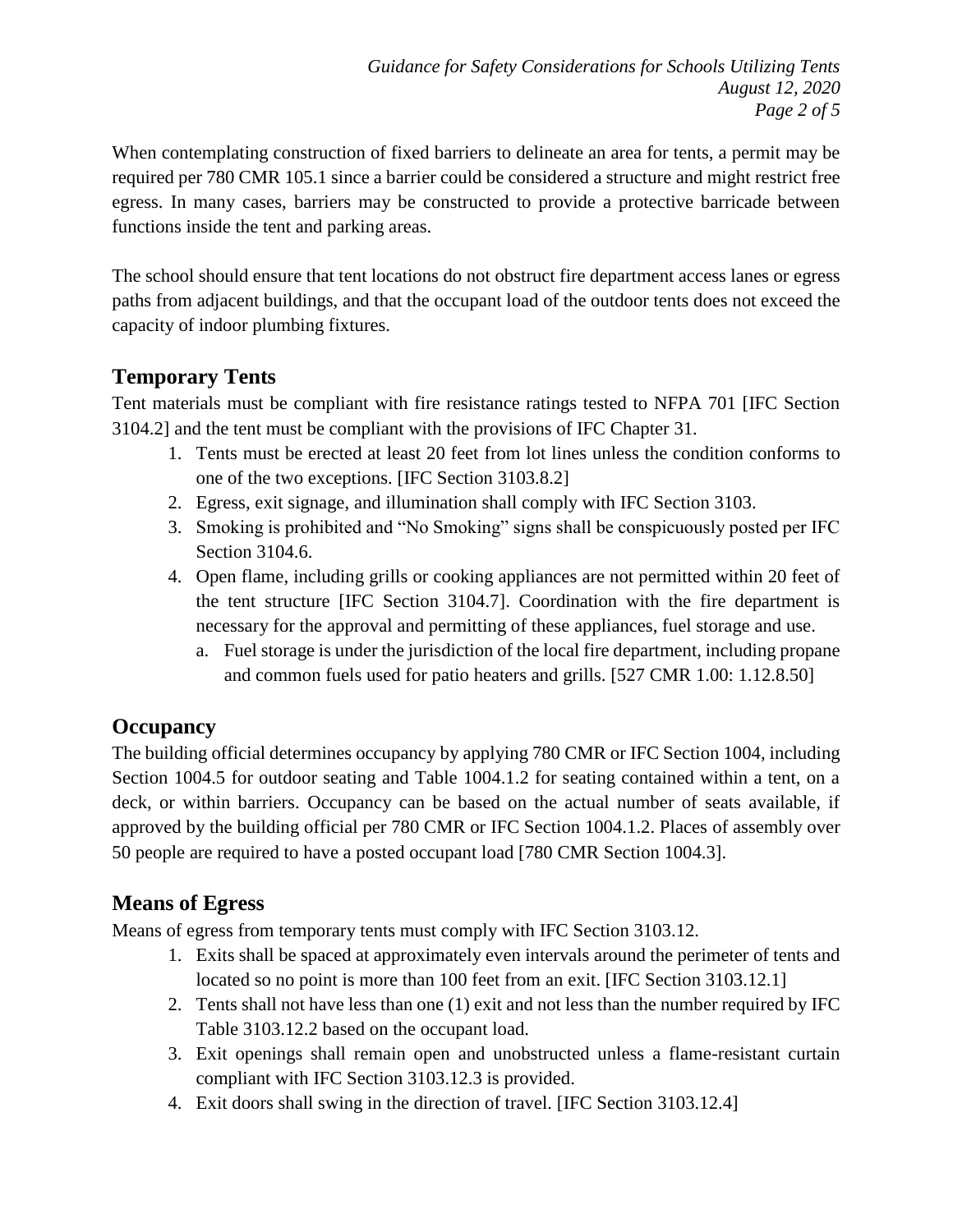When contemplating construction of fixed barriers to delineate an area for tents, a permit may be required per 780 CMR 105.1 since a barrier could be considered a structure and might restrict free egress. In many cases, barriers may be constructed to provide a protective barricade between functions inside the tent and parking areas.

The school should ensure that tent locations do not obstruct fire department access lanes or egress paths from adjacent buildings, and that the occupant load of the outdoor tents does not exceed the capacity of indoor plumbing fixtures.

## Temporary Tents

Tent materials must be compliant with fire resistance ratings tested to NFPA 701 [IFC Section 3104.2] and the tent must be compliant with the provisions of IFC Chapter 31.

1. Tents must be erected at least 20 feet from lot lines unless the condition conforms to one of the two exceptions. [IFC Section 3103.8.2]
2. Egress, exit signage, and illumination shall comply with IFC Section 3103.
3. Smoking is prohibited and "No Smoking" signs shall be conspicuously posted per IFC Section 3104.6.
4. Open flame, including grills or cooking appliances are not permitted within 20 feet of the tent structure [IFC Section 3104.7]. Coordination with the fire department is necessary for the approval and permitting of these appliances, fuel storage and use.
   a. Fuel storage is under the jurisdiction of the local fire department, including propane and common fuels used for patio heaters and grills. [527 CMR 1.00: 1.12.8.50]

## Occupancy

The building official determines occupancy by applying 780 CMR or IFC Section 1004, including Section 1004.5 for outdoor seating and Table 1004.1.2 for seating contained within a tent, on a deck, or within barriers. Occupancy can be based on the actual number of seats available, if approved by the building official per 780 CMR or IFC Section 1004.1.2. Places of assembly over 50 people are required to have a posted occupant load [780 CMR Section 1004.3].

## Means of Egress

Means of egress from temporary tents must comply with IFC Section 3103.12.

1. Exits shall be spaced at approximately even intervals around the perimeter of tents and located so no point is more than 100 feet from an exit. [IFC Section 3103.12.1]
2. Tents shall not have less than one (1) exit and not less than the number required by IFC Table 3103.12.2 based on the occupant load.
3. Exit openings shall remain open and unobstructed unless a flame-resistant curtain compliant with IFC Section 3103.12.3 is provided.
4. Exit doors shall swing in the direction of travel. [IFC Section 3103.12.4]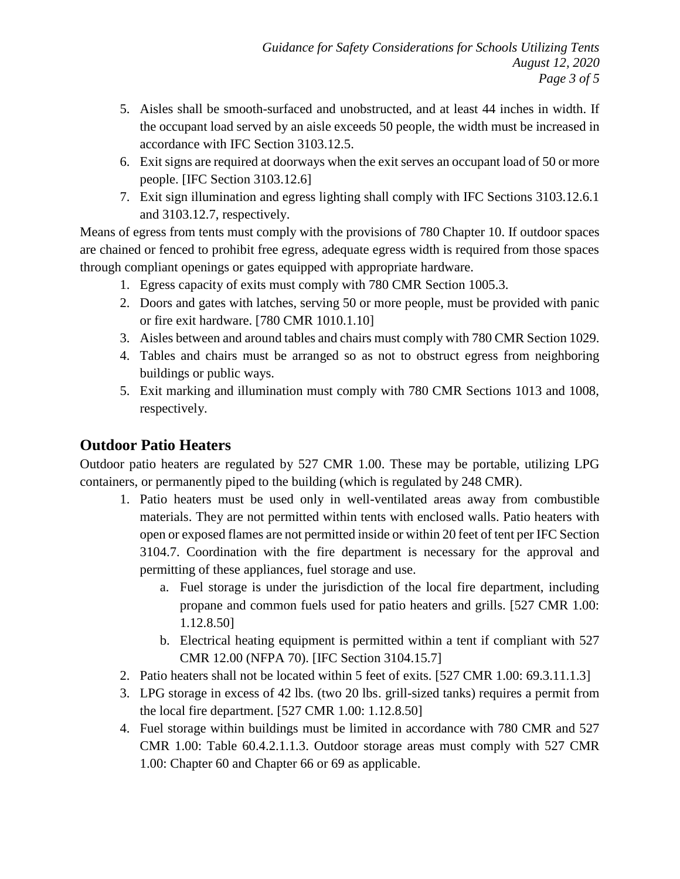5. Aisles shall be smooth-surfaced and unobstructed, and at least 44 inches in width. If the occupant load served by an aisle exceeds 50 people, the width must be increased in accordance with IFC Section 3103.12.5.
6. Exit signs are required at doorways when the exit serves an occupant load of 50 or more people. [IFC Section 3103.12.6]
7. Exit sign illumination and egress lighting shall comply with IFC Sections 3103.12.6.1 and 3103.12.7, respectively.

Means of egress from tents must comply with the provisions of 780 Chapter 10. If outdoor spaces are chained or fenced to prohibit free egress, adequate egress width is required from those spaces through compliant openings or gates equipped with appropriate hardware.

1. Egress capacity of exits must comply with 780 CMR Section 1005.3.
2. Doors and gates with latches, serving 50 or more people, must be provided with panic or fire exit hardware. [780 CMR 1010.1.10]
3. Aisles between and around tables and chairs must comply with 780 CMR Section 1029.
4. Tables and chairs must be arranged so as not to obstruct egress from neighboring buildings or public ways.
5. Exit marking and illumination must comply with 780 CMR Sections 1013 and 1008, respectively.

## Outdoor Patio Heaters

Outdoor patio heaters are regulated by 527 CMR 1.00. These may be portable, utilizing LPG containers, or permanently piped to the building (which is regulated by 248 CMR).

1. Patio heaters must be used only in well-ventilated areas away from combustible materials. They are not permitted within tents with enclosed walls. Patio heaters with open or exposed flames are not permitted inside or within 20 feet of tent per IFC Section 3104.7. Coordination with the fire department is necessary for the approval and permitting of these appliances, fuel storage and use.
   a. Fuel storage is under the jurisdiction of the local fire department, including propane and common fuels used for patio heaters and grills. [527 CMR 1.00: 1.12.8.50]
   b. Electrical heating equipment is permitted within a tent if compliant with 527 CMR 12.00 (NFPA 70). [IFC Section 3104.15.7]
2. Patio heaters shall not be located within 5 feet of exits. [527 CMR 1.00: 69.3.11.1.3]
3. LPG storage in excess of 42 lbs. (two 20 lbs. grill-sized tanks) requires a permit from the local fire department. [527 CMR 1.00: 1.12.8.50]
4. Fuel storage within buildings must be limited in accordance with 780 CMR and 527 CMR 1.00: Table 60.4.2.1.1.3. Outdoor storage areas must comply with 527 CMR 1.00: Chapter 60 and Chapter 66 or 69 as applicable.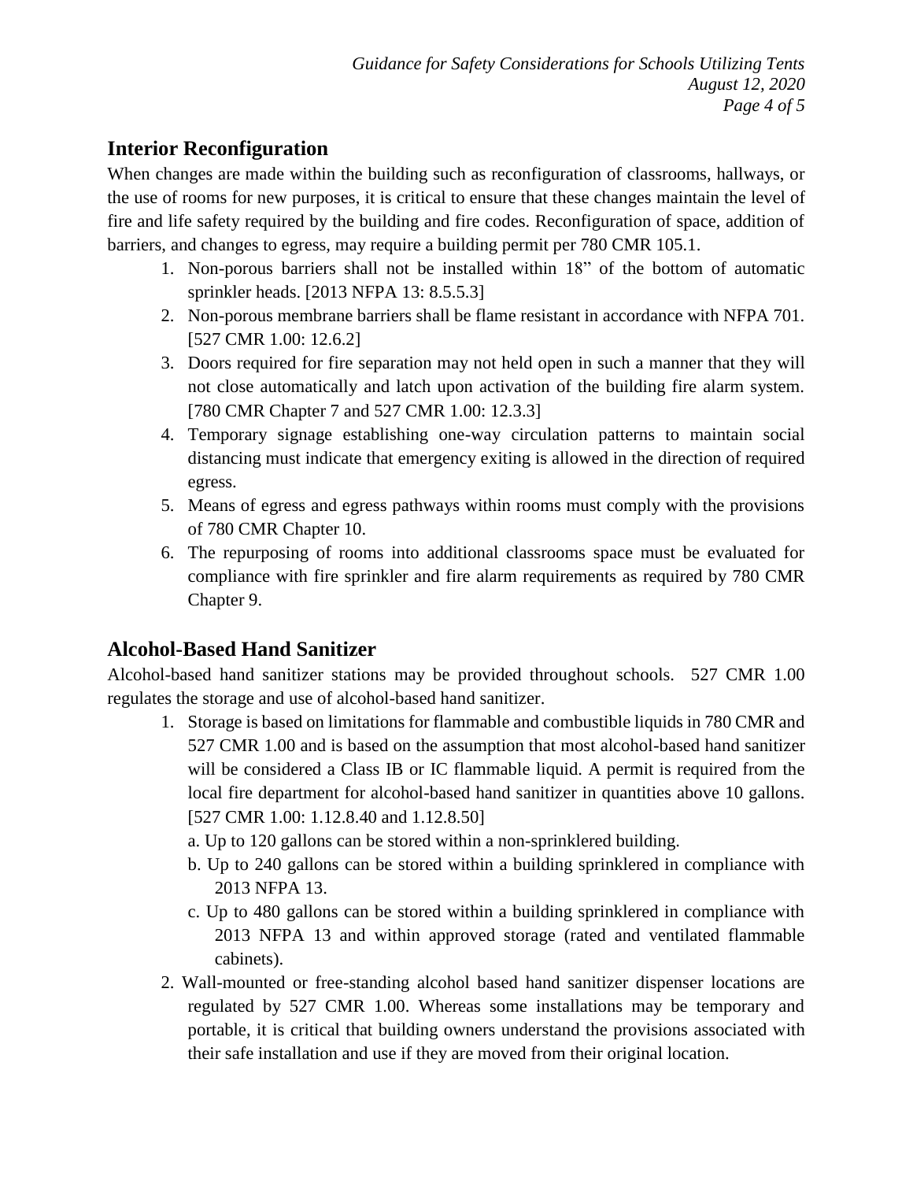## Interior Reconfiguration

When changes are made within the building such as reconfiguration of classrooms, hallways, or the use of rooms for new purposes, it is critical to ensure that these changes maintain the level of fire and life safety required by the building and fire codes. Reconfiguration of space, addition of barriers, and changes to egress, may require a building permit per 780 CMR 105.1.

1. Non-porous barriers shall not be installed within 18" of the bottom of automatic sprinkler heads. [2013 NFPA 13: 8.5.5.3]
2. Non-porous membrane barriers shall be flame resistant in accordance with NFPA 701. [527 CMR 1.00: 12.6.2]
3. Doors required for fire separation may not held open in such a manner that they will not close automatically and latch upon activation of the building fire alarm system. [780 CMR Chapter 7 and 527 CMR 1.00: 12.3.3]
4. Temporary signage establishing one-way circulation patterns to maintain social distancing must indicate that emergency exiting is allowed in the direction of required egress.
5. Means of egress and egress pathways within rooms must comply with the provisions of 780 CMR Chapter 10.
6. The repurposing of rooms into additional classrooms space must be evaluated for compliance with fire sprinkler and fire alarm requirements as required by 780 CMR Chapter 9.

## Alcohol-Based Hand Sanitizer

Alcohol-based hand sanitizer stations may be provided throughout schools. 527 CMR 1.00 regulates the storage and use of alcohol-based hand sanitizer.

1. Storage is based on limitations for flammable and combustible liquids in 780 CMR and 527 CMR 1.00 and is based on the assumption that most alcohol-based hand sanitizer will be considered a Class IB or IC flammable liquid. A permit is required from the local fire department for alcohol-based hand sanitizer in quantities above 10 gallons. [527 CMR 1.00: 1.12.8.40 and 1.12.8.50]
   a. Up to 120 gallons can be stored within a non-sprinklered building.
   b. Up to 240 gallons can be stored within a building sprinklered in compliance with 2013 NFPA 13.
   c. Up to 480 gallons can be stored within a building sprinklered in compliance with 2013 NFPA 13 and within approved storage (rated and ventilated flammable cabinets).
2. Wall-mounted or free-standing alcohol based hand sanitizer dispenser locations are regulated by 527 CMR 1.00. Whereas some installations may be temporary and portable, it is critical that building owners understand the provisions associated with their safe installation and use if they are moved from their original location.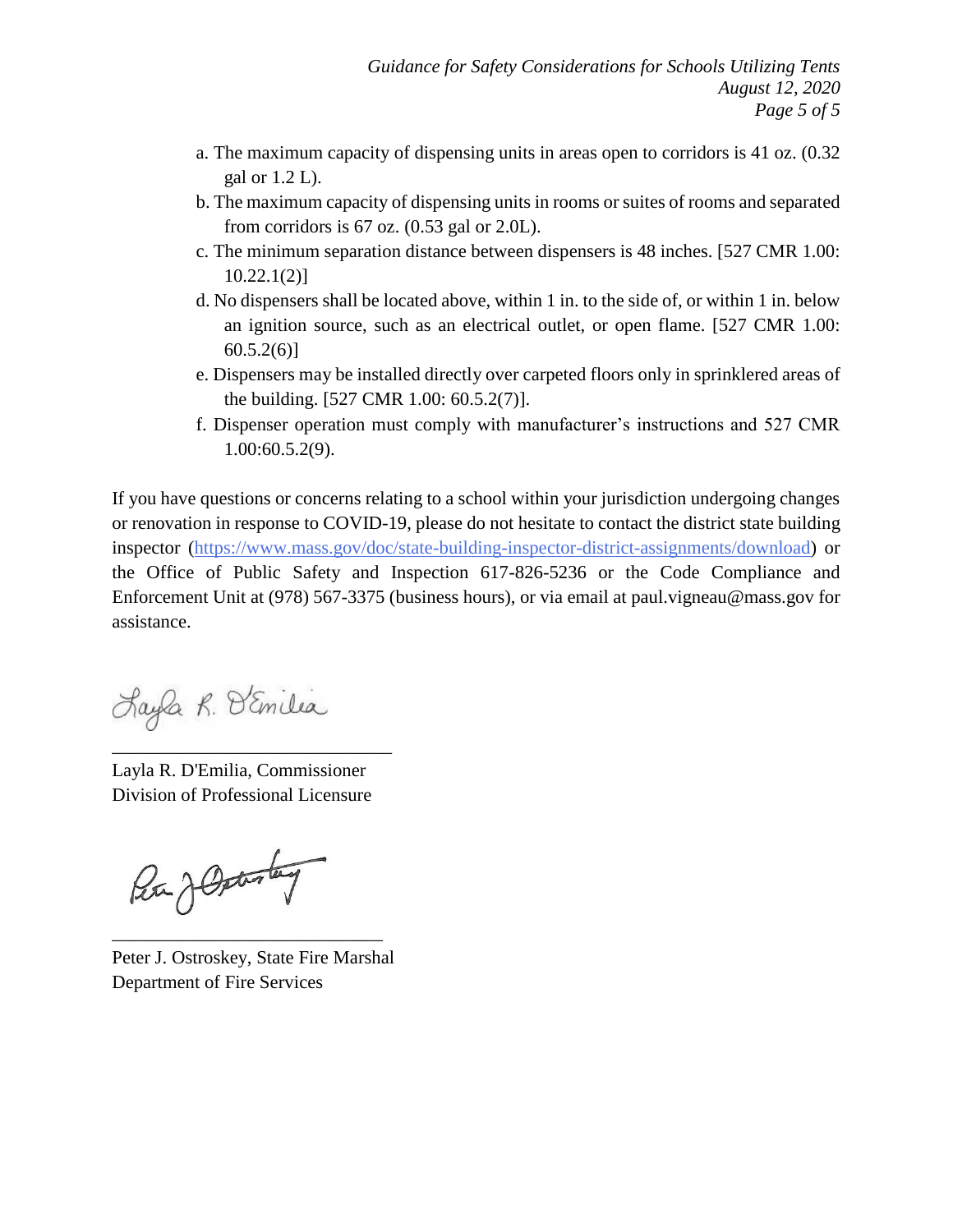a. The maximum capacity of dispensing units in areas open to corridors is 41 oz. (0.32 gal or 1.2 L).
b. The maximum capacity of dispensing units in rooms or suites of rooms and separated from corridors is 67 oz. (0.53 gal or 2.0L).
c. The minimum separation distance between dispensers is 48 inches. [527 CMR 1.00: 10.22.1(2)]
d. No dispensers shall be located above, within 1 in. to the side of, or within 1 in. below an ignition source, such as an electrical outlet, or open flame. [527 CMR 1.00: 60.5.2(6)]
e. Dispensers may be installed directly over carpeted floors only in sprinklered areas of the building. [527 CMR 1.00: 60.5.2(7)].
f. Dispenser operation must comply with manufacturer's instructions and 527 CMR 1.00:60.5.2(9).

If you have questions or concerns relating to a school within your jurisdiction undergoing changes or renovation in response to COVID-19, please do not hesitate to contact the district state building inspector (https://www.mass.gov/doc/state-building-inspector-district-assignments/download) or the Office of Public Safety and Inspection 617-826-5236 or the Code Compliance and Enforcement Unit at (978) 567-3375 (business hours), or via email at paul.vigneau@mass.gov for assistance.

Layla R. D'Emilia

\_\_\_\_\_\_\_\_\_\_\_\_\_\_\_\_\_\_\_\_\_\_\_\_\_\_\_\_\_\_

Layla R. D'Emilia, Commissioner
Division of Professional Licensure

Peter J. Ostroskey

\_\_\_\_\_\_\_\_\_\_\_\_\_\_\_\_\_\_\_\_\_\_\_\_\_\_\_\_\_\_

Peter J. Ostroskey, State Fire Marshal
Department of Fire Services